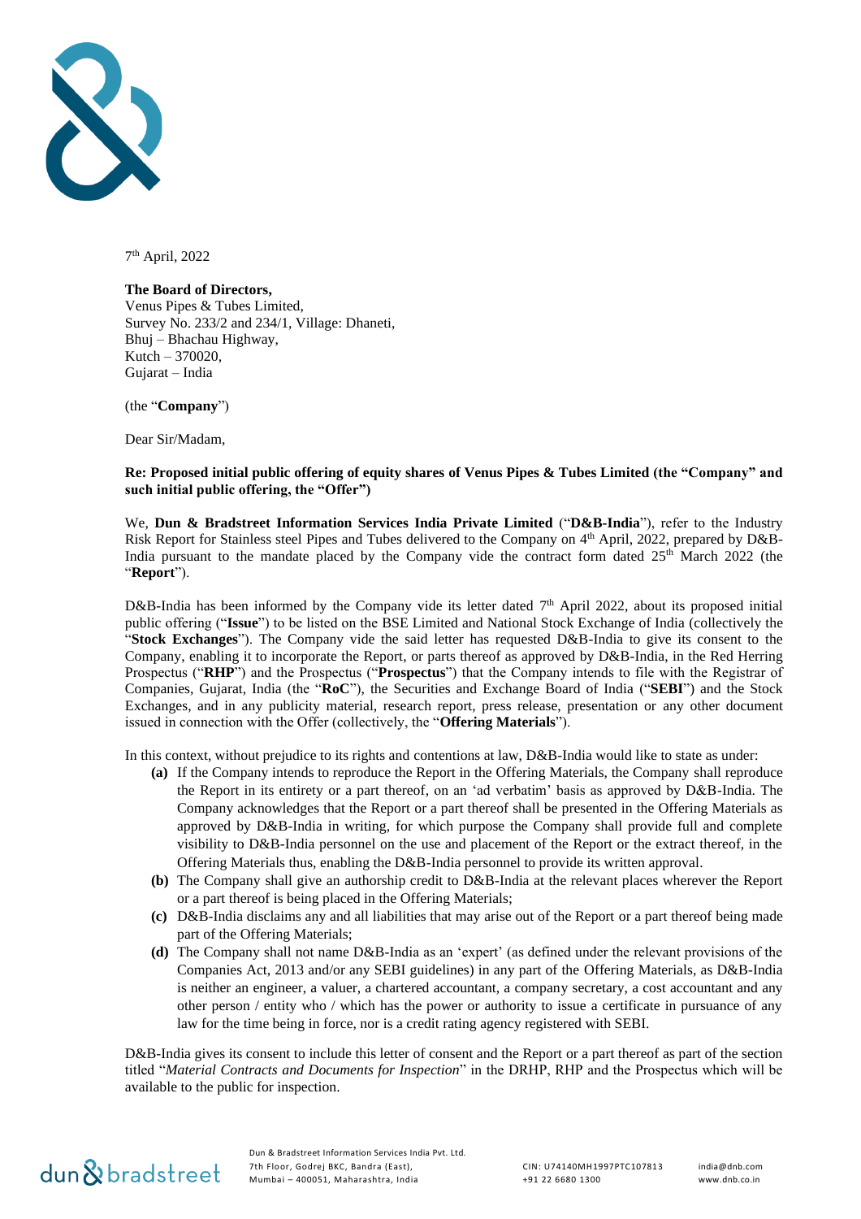7th April, 2022

**The Board of Directors,**
Venus Pipes & Tubes Limited,
Survey No. 233/2 and 234/1, Village: Dhaneti,
Bhuj – Bhachau Highway,
Kutch – 370020,
Gujarat – India

(the "**Company**")

Dear Sir/Madam,

**Re: Proposed initial public offering of equity shares of Venus Pipes & Tubes Limited (the "Company" and such initial public offering, the "Offer")**

We, **Dun & Bradstreet Information Services India Private Limited** ("**D&B-India**"), refer to the Industry Risk Report for Stainless steel Pipes and Tubes delivered to the Company on 4th April, 2022, prepared by D&B-India pursuant to the mandate placed by the Company vide the contract form dated 25th March 2022 (the "**Report**").

D&B-India has been informed by the Company vide its letter dated 7th April 2022, about its proposed initial public offering ("**Issue**") to be listed on the BSE Limited and National Stock Exchange of India (collectively the "**Stock Exchanges**"). The Company vide the said letter has requested D&B-India to give its consent to the Company, enabling it to incorporate the Report, or parts thereof as approved by D&B-India, in the Red Herring Prospectus ("**RHP**") and the Prospectus ("**Prospectus**") that the Company intends to file with the Registrar of Companies, Gujarat, India (the "**RoC**"), the Securities and Exchange Board of India ("**SEBI**") and the Stock Exchanges, and in any publicity material, research report, press release, presentation or any other document issued in connection with the Offer (collectively, the "**Offering Materials**").

In this context, without prejudice to its rights and contentions at law, D&B-India would like to state as under:

- **(a)** If the Company intends to reproduce the Report in the Offering Materials, the Company shall reproduce the Report in its entirety or a part thereof, on an 'ad verbatim' basis as approved by D&B-India. The Company acknowledges that the Report or a part thereof shall be presented in the Offering Materials as approved by D&B-India in writing, for which purpose the Company shall provide full and complete visibility to D&B-India personnel on the use and placement of the Report or the extract thereof, in the Offering Materials thus, enabling the D&B-India personnel to provide its written approval.
- **(b)** The Company shall give an authorship credit to D&B-India at the relevant places wherever the Report or a part thereof is being placed in the Offering Materials;
- **(c)** D&B-India disclaims any and all liabilities that may arise out of the Report or a part thereof being made part of the Offering Materials;
- **(d)** The Company shall not name D&B-India as an 'expert' (as defined under the relevant provisions of the Companies Act, 2013 and/or any SEBI guidelines) in any part of the Offering Materials, as D&B-India is neither an engineer, a valuer, a chartered accountant, a company secretary, a cost accountant and any other person / entity who / which has the power or authority to issue a certificate in pursuance of any law for the time being in force, nor is a credit rating agency registered with SEBI.

D&B-India gives its consent to include this letter of consent and the Report or a part thereof as part of the section titled "*Material Contracts and Documents for Inspection*" in the DRHP, RHP and the Prospectus which will be available to the public for inspection.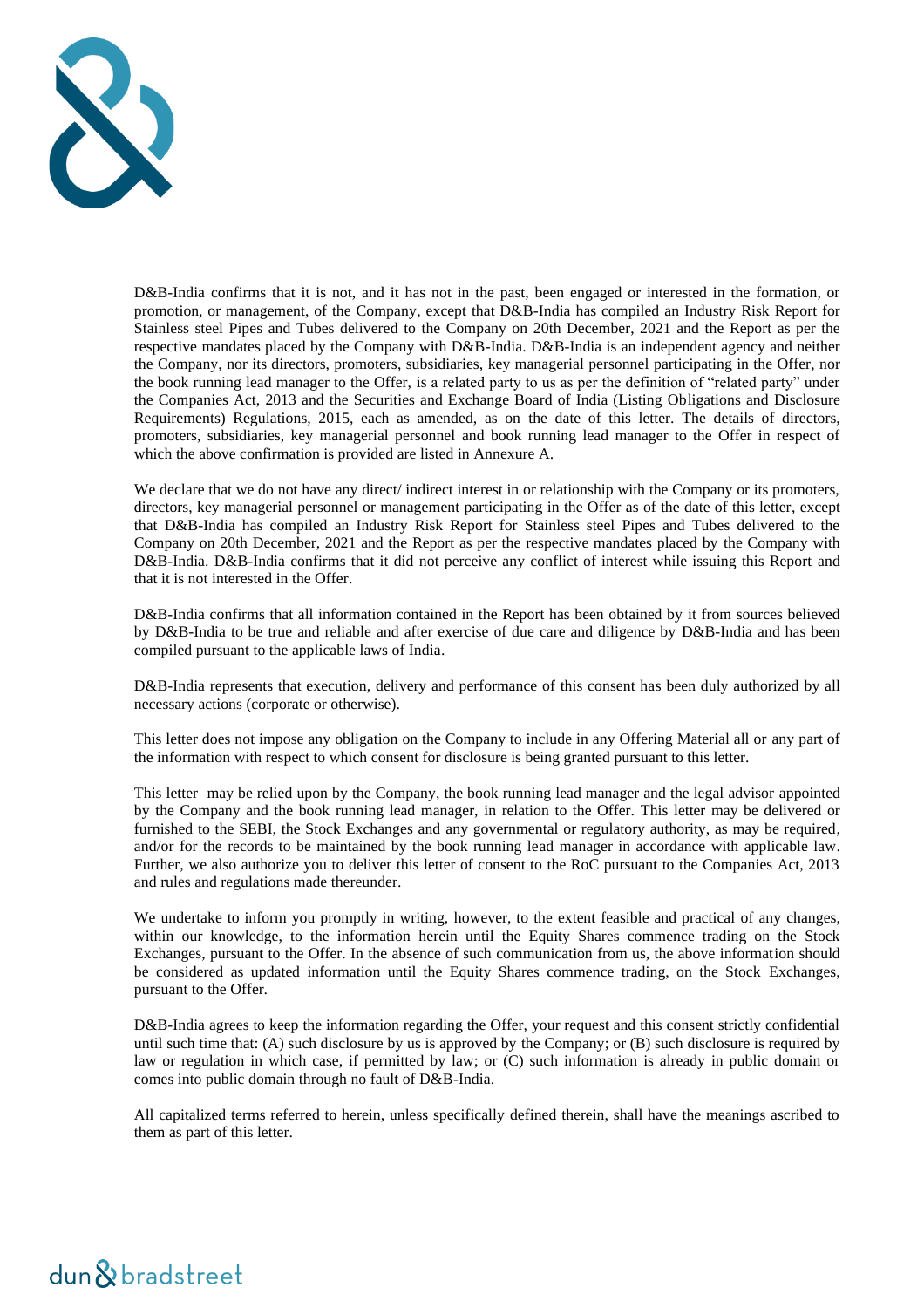D&B-India confirms that it is not, and it has not in the past, been engaged or interested in the formation, or promotion, or management, of the Company, except that D&B-India has compiled an Industry Risk Report for Stainless steel Pipes and Tubes delivered to the Company on 20th December, 2021 and the Report as per the respective mandates placed by the Company with D&B-India. D&B-India is an independent agency and neither the Company, nor its directors, promoters, subsidiaries, key managerial personnel participating in the Offer, nor the book running lead manager to the Offer, is a related party to us as per the definition of "related party" under the Companies Act, 2013 and the Securities and Exchange Board of India (Listing Obligations and Disclosure Requirements) Regulations, 2015, each as amended, as on the date of this letter. The details of directors, promoters, subsidiaries, key managerial personnel and book running lead manager to the Offer in respect of which the above confirmation is provided are listed in Annexure A.

We declare that we do not have any direct/ indirect interest in or relationship with the Company or its promoters, directors, key managerial personnel or management participating in the Offer as of the date of this letter, except that D&B-India has compiled an Industry Risk Report for Stainless steel Pipes and Tubes delivered to the Company on 20th December, 2021 and the Report as per the respective mandates placed by the Company with D&B-India. D&B-India confirms that it did not perceive any conflict of interest while issuing this Report and that it is not interested in the Offer.

D&B-India confirms that all information contained in the Report has been obtained by it from sources believed by D&B-India to be true and reliable and after exercise of due care and diligence by D&B-India and has been compiled pursuant to the applicable laws of India.

D&B-India represents that execution, delivery and performance of this consent has been duly authorized by all necessary actions (corporate or otherwise).

This letter does not impose any obligation on the Company to include in any Offering Material all or any part of the information with respect to which consent for disclosure is being granted pursuant to this letter.

This letter may be relied upon by the Company, the book running lead manager and the legal advisor appointed by the Company and the book running lead manager, in relation to the Offer. This letter may be delivered or furnished to the SEBI, the Stock Exchanges and any governmental or regulatory authority, as may be required, and/or for the records to be maintained by the book running lead manager in accordance with applicable law. Further, we also authorize you to deliver this letter of consent to the RoC pursuant to the Companies Act, 2013 and rules and regulations made thereunder.

We undertake to inform you promptly in writing, however, to the extent feasible and practical of any changes, within our knowledge, to the information herein until the Equity Shares commence trading on the Stock Exchanges, pursuant to the Offer. In the absence of such communication from us, the above information should be considered as updated information until the Equity Shares commence trading, on the Stock Exchanges, pursuant to the Offer.

D&B-India agrees to keep the information regarding the Offer, your request and this consent strictly confidential until such time that: (A) such disclosure by us is approved by the Company; or (B) such disclosure is required by law or regulation in which case, if permitted by law; or (C) such information is already in public domain or comes into public domain through no fault of D&B-India.

All capitalized terms referred to herein, unless specifically defined therein, shall have the meanings ascribed to them as part of this letter.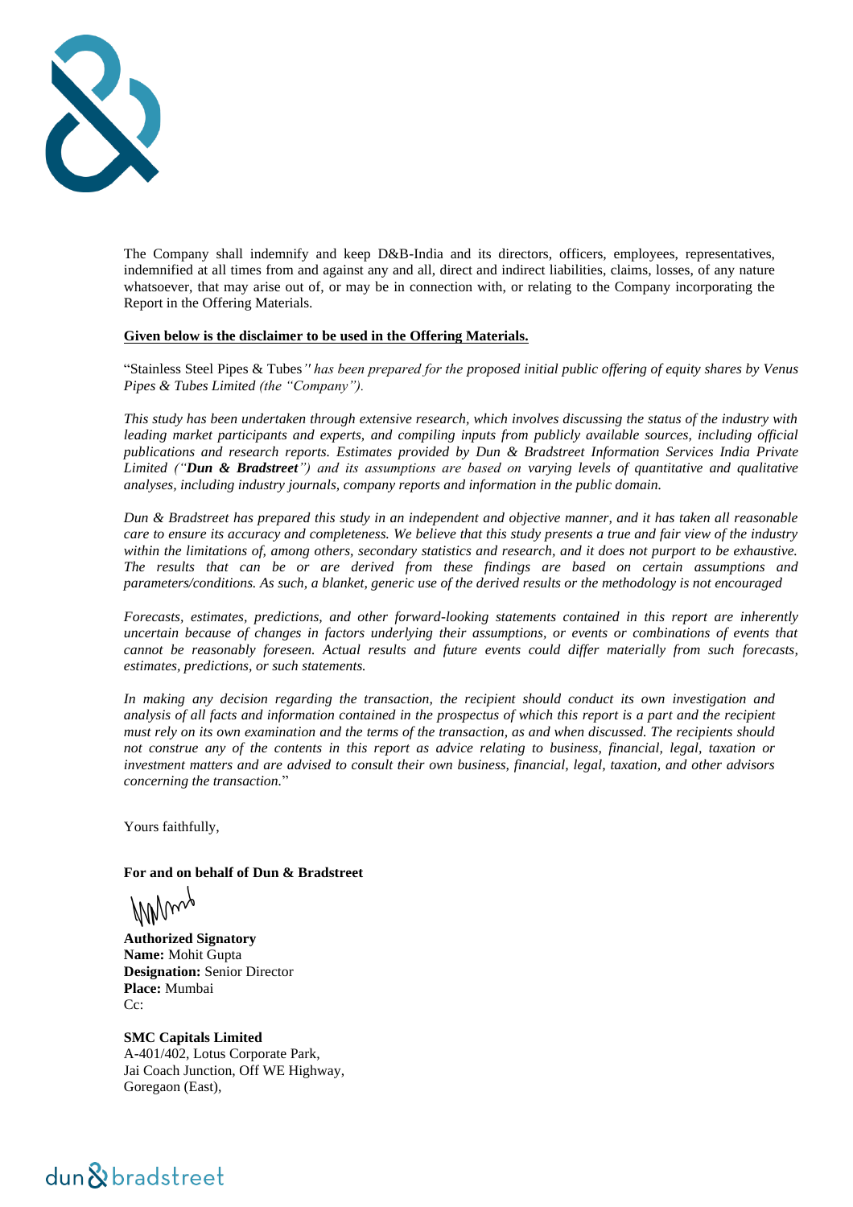The Company shall indemnify and keep D&B-India and its directors, officers, employees, representatives, indemnified at all times from and against any and all, direct and indirect liabilities, claims, losses, of any nature whatsoever, that may arise out of, or may be in connection with, or relating to the Company incorporating the Report in the Offering Materials.

**Given below is the disclaimer to be used in the Offering Materials.**

"Stainless Steel Pipes & Tubes*" has been prepared for the proposed initial public offering of equity shares by Venus Pipes & Tubes Limited (the "Company").*

*This study has been undertaken through extensive research, which involves discussing the status of the industry with leading market participants and experts, and compiling inputs from publicly available sources, including official publications and research reports. Estimates provided by Dun & Bradstreet Information Services India Private Limited ("**Dun & Bradstreet**") and its assumptions are based on varying levels of quantitative and qualitative analyses, including industry journals, company reports and information in the public domain.*

*Dun & Bradstreet has prepared this study in an independent and objective manner, and it has taken all reasonable care to ensure its accuracy and completeness. We believe that this study presents a true and fair view of the industry within the limitations of, among others, secondary statistics and research, and it does not purport to be exhaustive. The results that can be or are derived from these findings are based on certain assumptions and parameters/conditions. As such, a blanket, generic use of the derived results or the methodology is not encouraged*

*Forecasts, estimates, predictions, and other forward-looking statements contained in this report are inherently uncertain because of changes in factors underlying their assumptions, or events or combinations of events that cannot be reasonably foreseen. Actual results and future events could differ materially from such forecasts, estimates, predictions, or such statements.*

*In making any decision regarding the transaction, the recipient should conduct its own investigation and analysis of all facts and information contained in the prospectus of which this report is a part and the recipient must rely on its own examination and the terms of the transaction, as and when discussed. The recipients should not construe any of the contents in this report as advice relating to business, financial, legal, taxation or investment matters and are advised to consult their own business, financial, legal, taxation, and other advisors concerning the transaction.*"

Yours faithfully,

**For and on behalf of Dun & Bradstreet**

**Authorized Signatory**
**Name:** Mohit Gupta
**Designation:** Senior Director
**Place:** Mumbai
Cc:

**SMC Capitals Limited**
A-401/402, Lotus Corporate Park,
Jai Coach Junction, Off WE Highway,
Goregaon (East),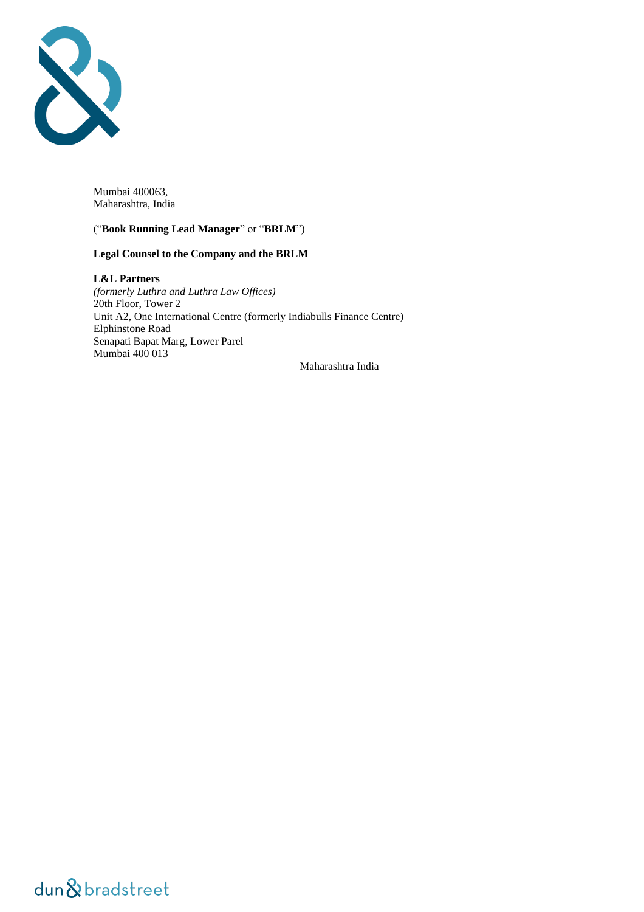Mumbai 400063,
Maharashtra, India

("**Book Running Lead Manager**" or "**BRLM**")

**Legal Counsel to the Company and the BRLM**

**L&L Partners**
*(formerly Luthra and Luthra Law Offices)*
20th Floor, Tower 2
Unit A2, One International Centre (formerly Indiabulls Finance Centre)
Elphinstone Road
Senapati Bapat Marg, Lower Parel
Mumbai 400 013
Maharashtra India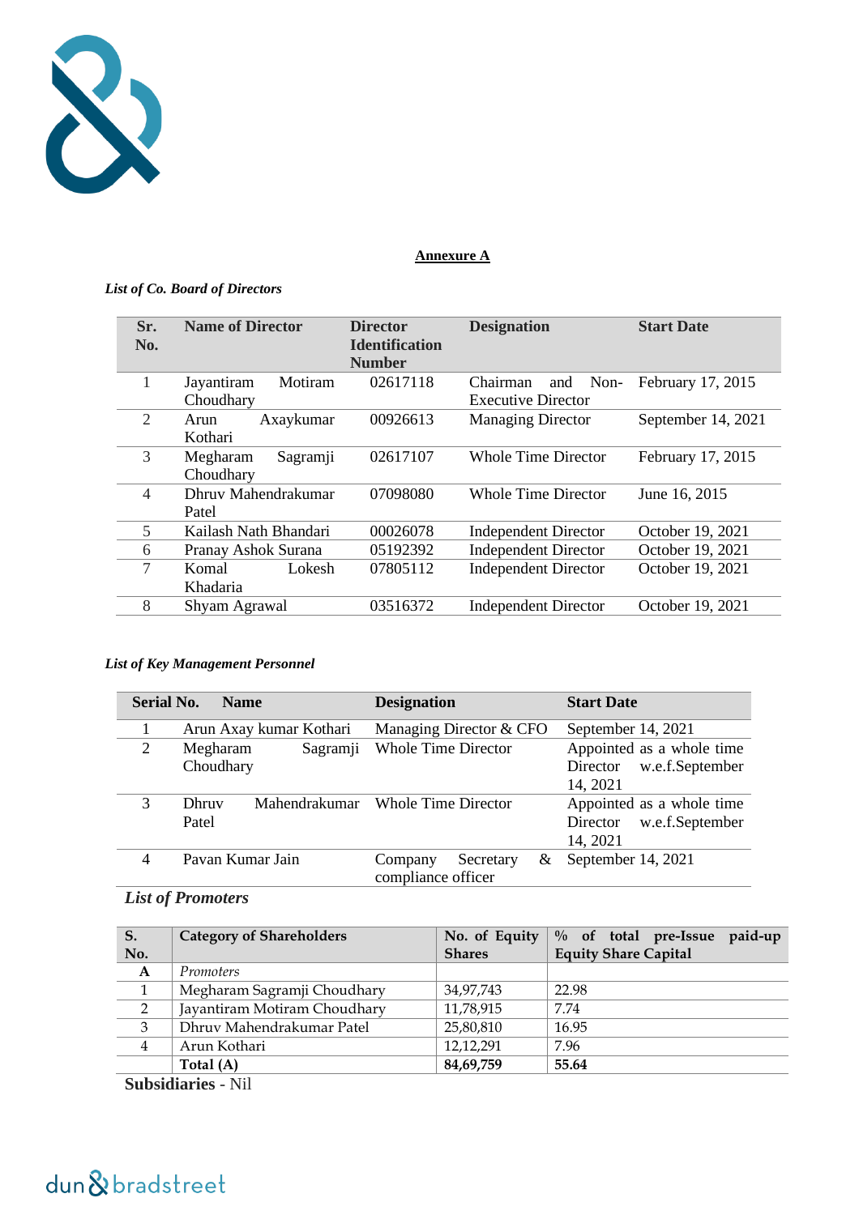**Annexure A**

*List of Co. Board of Directors*

| Sr. No. | Name of Director | Director Identification Number | Designation | Start Date |
|---|---|---|---|---|
| 1 | Jayantiram Motiram Choudhary | 02617118 | Chairman and Non-Executive Director | February 17, 2015 |
| 2 | Arun Axaykumar Kothari | 00926613 | Managing Director | September 14, 2021 |
| 3 | Megharam Sagramji Choudhary | 02617107 | Whole Time Director | February 17, 2015 |
| 4 | Dhruv Mahendrakumar Patel | 07098080 | Whole Time Director | June 16, 2015 |
| 5 | Kailash Nath Bhandari | 00026078 | Independent Director | October 19, 2021 |
| 6 | Pranay Ashok Surana | 05192392 | Independent Director | October 19, 2021 |
| 7 | Komal Lokesh Khadaria | 07805112 | Independent Director | October 19, 2021 |
| 8 | Shyam Agrawal | 03516372 | Independent Director | October 19, 2021 |

*List of Key Management Personnel*

| Serial No. | Name | Designation | Start Date |
|---|---|---|---|
| 1 | Arun Axay kumar Kothari | Managing Director & CFO | September 14, 2021 |
| 2 | Megharam Sagramji Choudhary | Whole Time Director | Appointed as a whole time Director w.e.f.September 14, 2021 |
| 3 | Dhruv Mahendrakumar Patel | Whole Time Director | Appointed as a whole time Director w.e.f.September 14, 2021 |
| 4 | Pavan Kumar Jain | Company Secretary & compliance officer | September 14, 2021 |

*List of Promoters*

| S. No. | Category of Shareholders | No. of Equity Shares | % of total pre-Issue paid-up Equity Share Capital |
|---|---|---|---|
| **A** | *Promoters* | | |
| 1 | Megharam Sagramji Choudhary | 34,97,743 | 22.98 |
| 2 | Jayantiram Motiram Choudhary | 11,78,915 | 7.74 |
| 3 | Dhruv Mahendrakumar Patel | 25,80,810 | 16.95 |
| 4 | Arun Kothari | 12,12,291 | 7.96 |
| | **Total (A)** | **84,69,759** | **55.64** |

**Subsidiaries** - Nil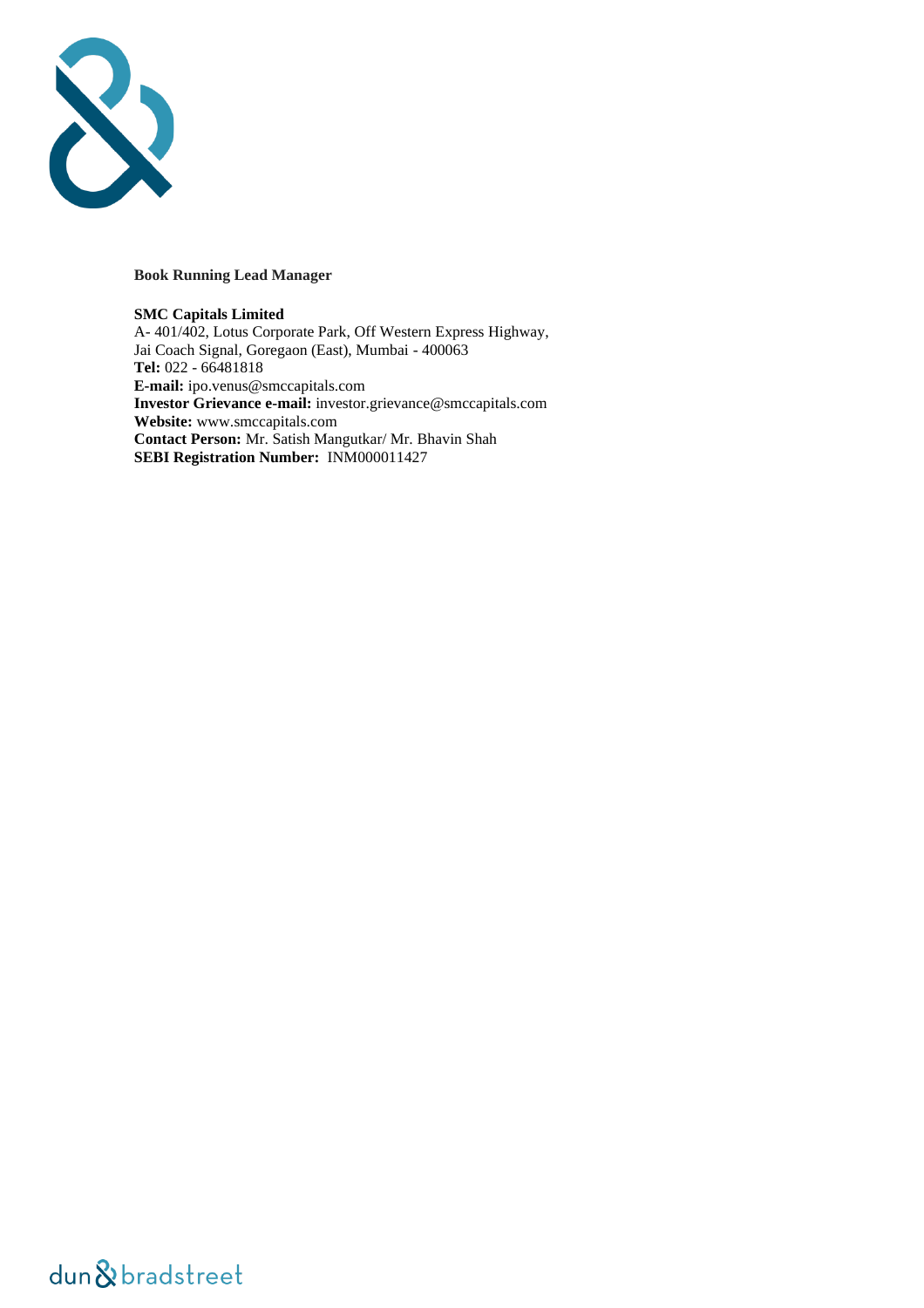**Book Running Lead Manager**

**SMC Capitals Limited**
A- 401/402, Lotus Corporate Park, Off Western Express Highway,
Jai Coach Signal, Goregaon (East), Mumbai - 400063
**Tel:** 022 - 66481818
**E-mail:** ipo.venus@smccapitals.com
**Investor Grievance e-mail:** investor.grievance@smccapitals.com
**Website:** www.smccapitals.com
**Contact Person:** Mr. Satish Mangutkar/ Mr. Bhavin Shah
**SEBI Registration Number:** INM000011427